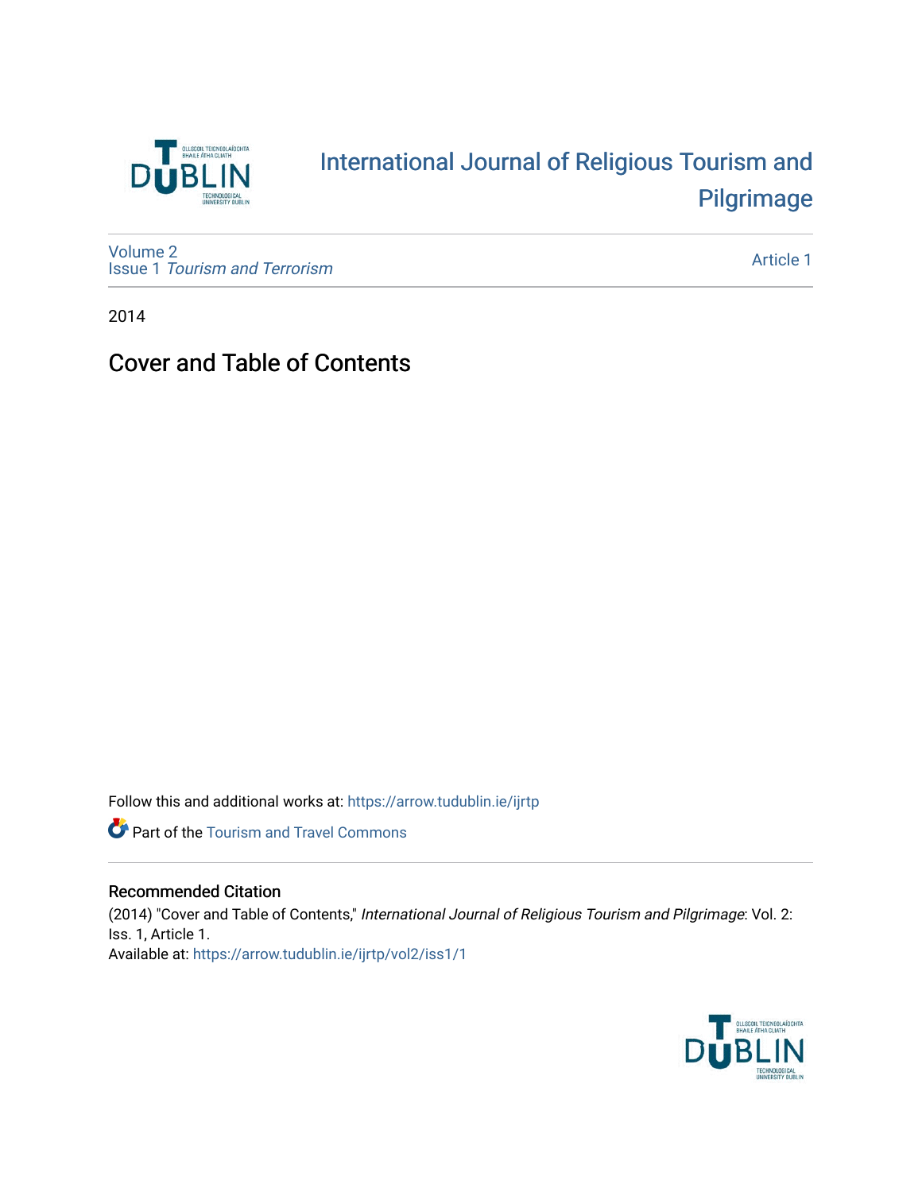# International Journal of Religious Tourism and Pilgrimage

Volume 2
Issue 1 *Tourism and Terrorism*

Article 1

2014

## Cover and Table of Contents

Follow this and additional works at: https://arrow.tudublin.ie/ijrtp

Part of the Tourism and Travel Commons

### Recommended Citation

(2014) "Cover and Table of Contents," *International Journal of Religious Tourism and Pilgrimage*: Vol. 2: Iss. 1, Article 1.
Available at: https://arrow.tudublin.ie/ijrtp/vol2/iss1/1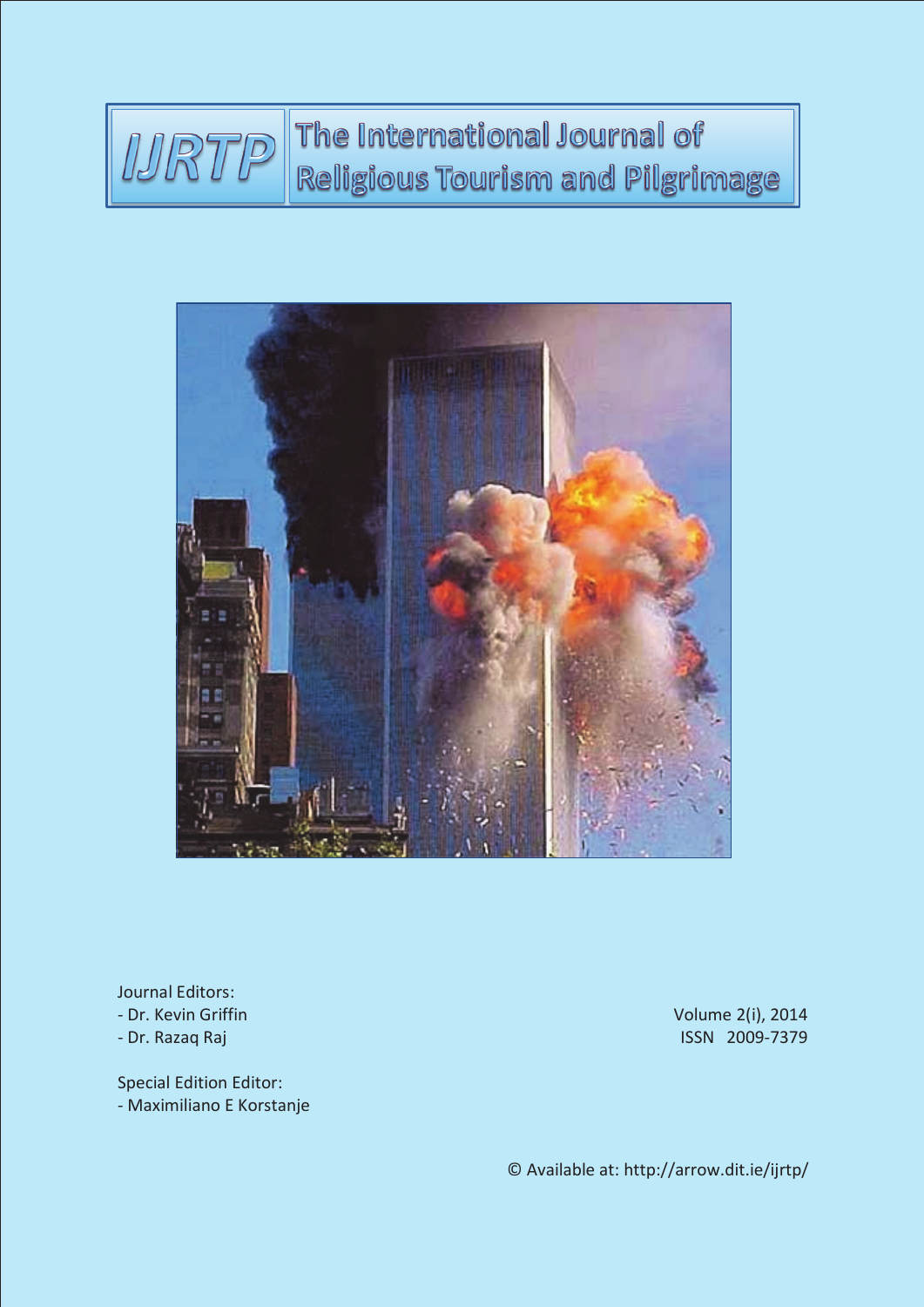# IJRTP The International Journal of Religious Tourism and Pilgrimage

Journal Editors:
- Dr. Kevin Griffin
- Dr. Razaq Raj

Volume 2(i), 2014
ISSN 2009-7379

Special Edition Editor:
- Maximiliano E Korstanje

© Available at: http://arrow.dit.ie/ijrtp/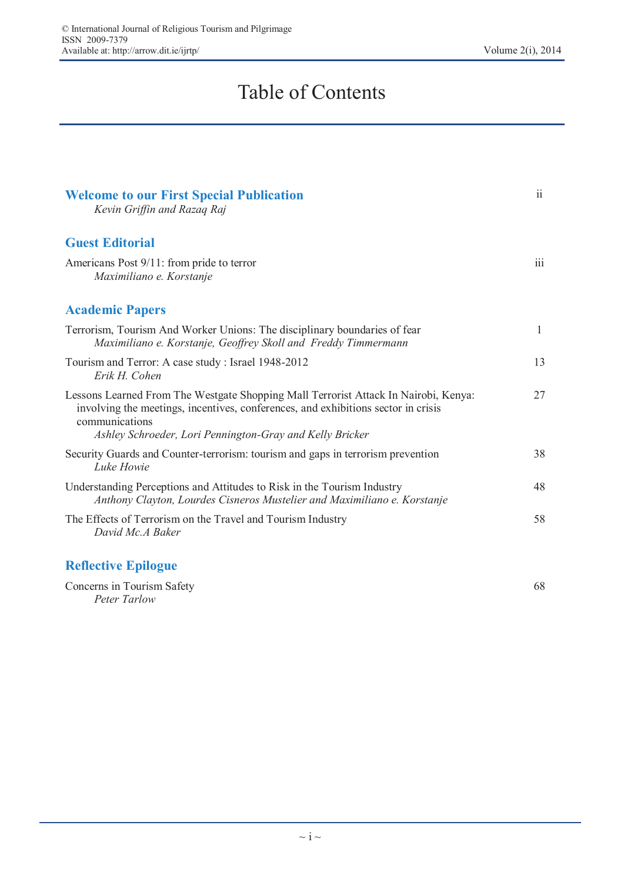# Table of Contents

## Welcome to our First Special Publication

*Kevin Griffin and Razaq Raj* — ii

## Guest Editorial

Americans Post 9/11: from pride to terror — iii
*Maximiliano e. Korstanje*

## Academic Papers

Terrorism, Tourism And Worker Unions: The disciplinary boundaries of fear — 1
*Maximiliano e. Korstanje, Geoffrey Skoll and Freddy Timmermann*

Tourism and Terror: A case study : Israel 1948-2012 — 13
*Erik H. Cohen*

Lessons Learned From The Westgate Shopping Mall Terrorist Attack In Nairobi, Kenya: involving the meetings, incentives, conferences, and exhibitions sector in crisis communications — 27
*Ashley Schroeder, Lori Pennington-Gray and Kelly Bricker*

Security Guards and Counter-terrorism: tourism and gaps in terrorism prevention — 38
*Luke Howie*

Understanding Perceptions and Attitudes to Risk in the Tourism Industry — 48
*Anthony Clayton, Lourdes Cisneros Mustelier and Maximiliano e. Korstanje*

The Effects of Terrorism on the Travel and Tourism Industry — 58
*David Mc.A Baker*

## Reflective Epilogue

Concerns in Tourism Safety — 68
*Peter Tarlow*